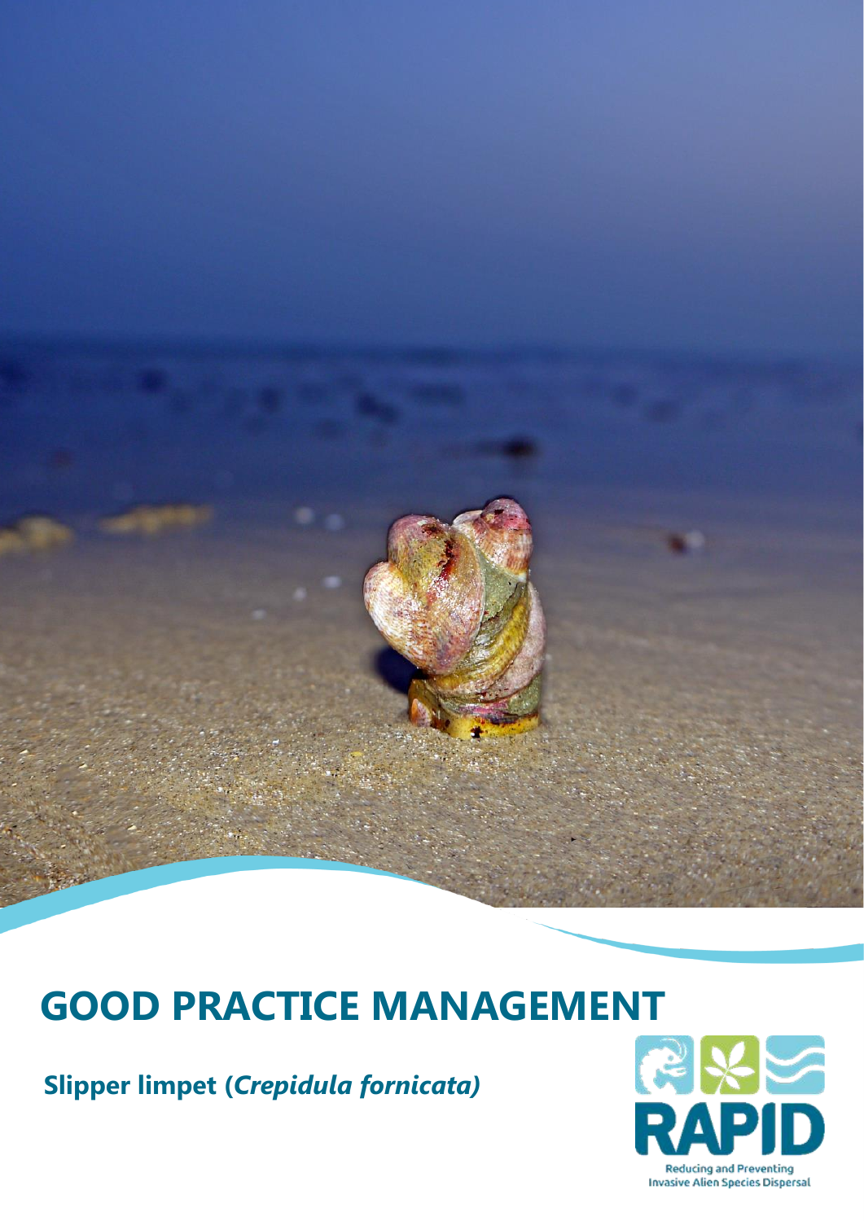# GOOD PRACTICE MANAGEMENT

**Slipper limpet (*Crepidula fornicata*)**

RAPID

Reducing and Preventing Invasive Alien Species Dispersal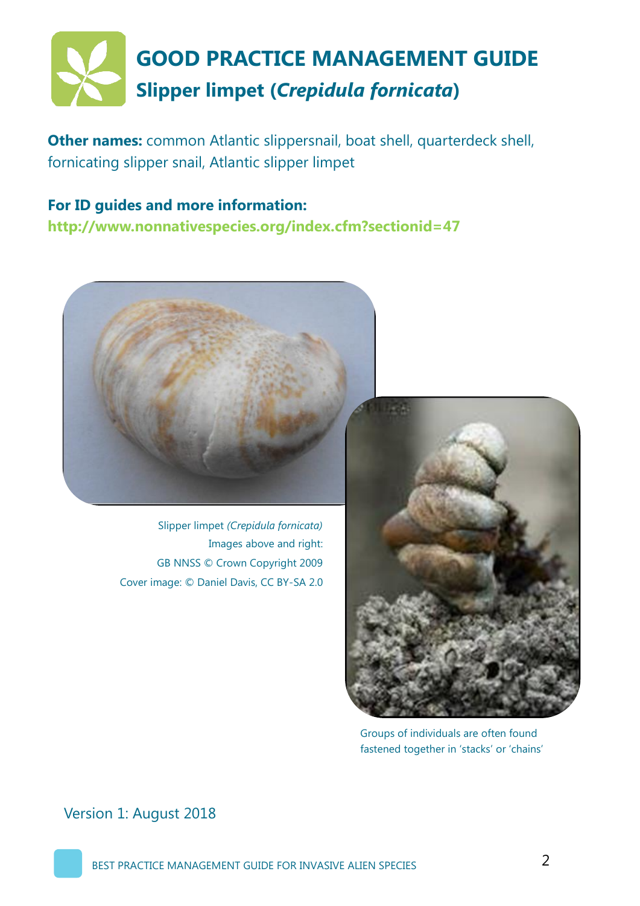# GOOD PRACTICE MANAGEMENT GUIDE

## Slipper limpet (*Crepidula fornicata*)

**Other names:** common Atlantic slippersnail, boat shell, quarterdeck shell, fornicating slipper snail, Atlantic slipper limpet

**For ID guides and more information:**

**http://www.nonnativespecies.org/index.cfm?sectionid=47**

Slipper limpet *(Crepidula fornicata)*
Images above and right:
GB NNSS © Crown Copyright 2009
Cover image: © Daniel Davis, CC BY-SA 2.0

Groups of individuals are often found fastened together in 'stacks' or 'chains'

Version 1: August 2018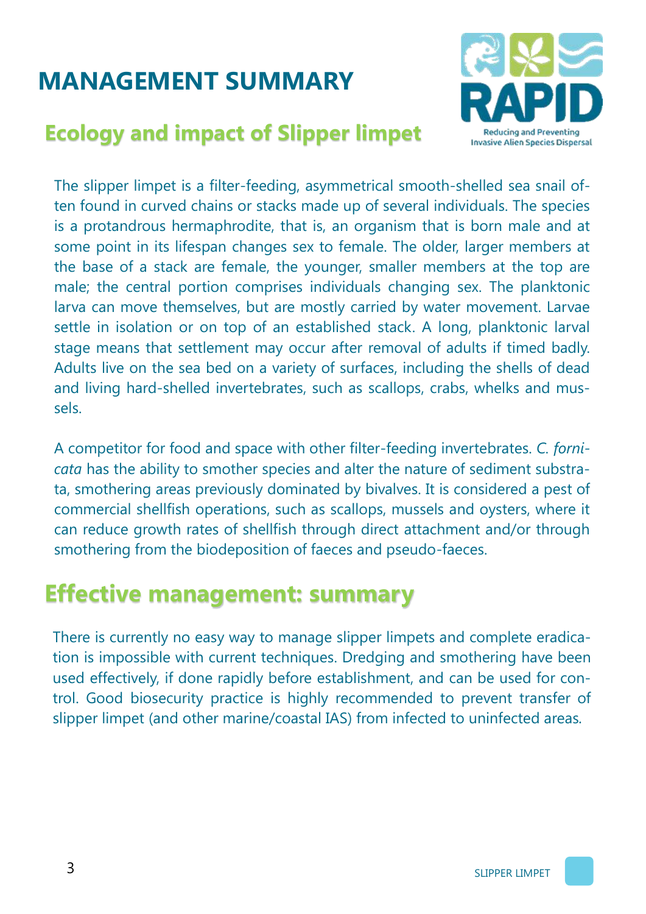# MANAGEMENT SUMMARY

## Ecology and impact of Slipper limpet

The slipper limpet is a filter-feeding, asymmetrical smooth-shelled sea snail often found in curved chains or stacks made up of several individuals. The species is a protandrous hermaphrodite, that is, an organism that is born male and at some point in its lifespan changes sex to female. The older, larger members at the base of a stack are female, the younger, smaller members at the top are male; the central portion comprises individuals changing sex. The planktonic larva can move themselves, but are mostly carried by water movement. Larvae settle in isolation or on top of an established stack. A long, planktonic larval stage means that settlement may occur after removal of adults if timed badly. Adults live on the sea bed on a variety of surfaces, including the shells of dead and living hard-shelled invertebrates, such as scallops, crabs, whelks and mussels.

A competitor for food and space with other filter-feeding invertebrates. *C. fornicata* has the ability to smother species and alter the nature of sediment substrata, smothering areas previously dominated by bivalves. It is considered a pest of commercial shellfish operations, such as scallops, mussels and oysters, where it can reduce growth rates of shellfish through direct attachment and/or through smothering from the biodeposition of faeces and pseudo-faeces.

## Effective management: summary

There is currently no easy way to manage slipper limpets and complete eradication is impossible with current techniques. Dredging and smothering have been used effectively, if done rapidly before establishment, and can be used for control. Good biosecurity practice is highly recommended to prevent transfer of slipper limpet (and other marine/coastal IAS) from infected to uninfected areas.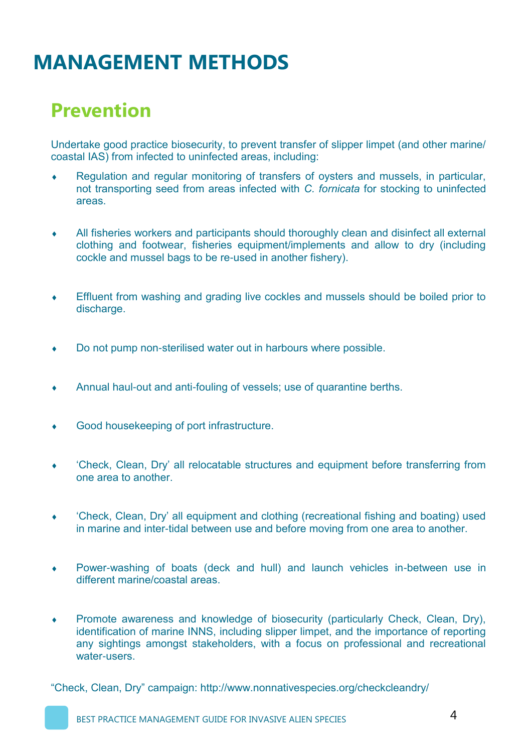# MANAGEMENT METHODS

## Prevention

Undertake good practice biosecurity, to prevent transfer of slipper limpet (and other marine/ coastal IAS) from infected to uninfected areas, including:

- Regulation and regular monitoring of transfers of oysters and mussels, in particular, not transporting seed from areas infected with *C. fornicata* for stocking to uninfected areas.
- All fisheries workers and participants should thoroughly clean and disinfect all external clothing and footwear, fisheries equipment/implements and allow to dry (including cockle and mussel bags to be re-used in another fishery).
- Effluent from washing and grading live cockles and mussels should be boiled prior to discharge.
- Do not pump non-sterilised water out in harbours where possible.
- Annual haul-out and anti-fouling of vessels; use of quarantine berths.
- Good housekeeping of port infrastructure.
- 'Check, Clean, Dry' all relocatable structures and equipment before transferring from one area to another.
- 'Check, Clean, Dry' all equipment and clothing (recreational fishing and boating) used in marine and inter-tidal between use and before moving from one area to another.
- Power-washing of boats (deck and hull) and launch vehicles in-between use in different marine/coastal areas.
- Promote awareness and knowledge of biosecurity (particularly Check, Clean, Dry), identification of marine INNS, including slipper limpet, and the importance of reporting any sightings amongst stakeholders, with a focus on professional and recreational water-users.

"Check, Clean, Dry" campaign: http://www.nonnativespecies.org/checkcleandry/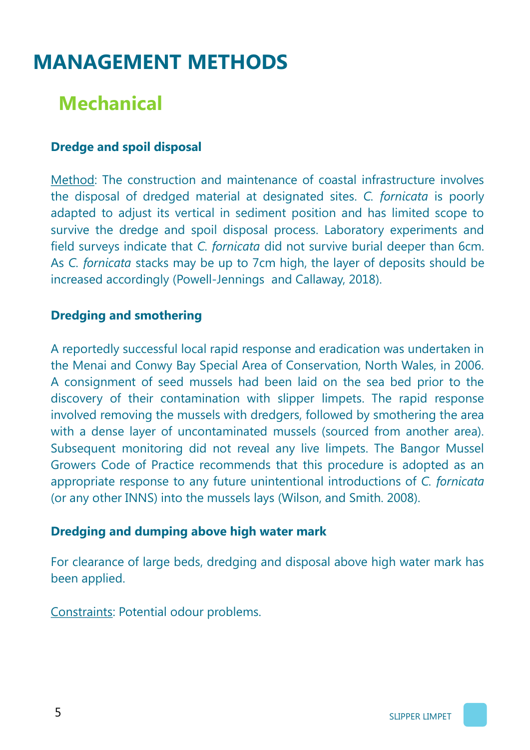# MANAGEMENT METHODS

## Mechanical

### Dredge and spoil disposal

Method: The construction and maintenance of coastal infrastructure involves the disposal of dredged material at designated sites. *C. fornicata* is poorly adapted to adjust its vertical in sediment position and has limited scope to survive the dredge and spoil disposal process. Laboratory experiments and field surveys indicate that *C. fornicata* did not survive burial deeper than 6cm. As *C. fornicata* stacks may be up to 7cm high, the layer of deposits should be increased accordingly (Powell-Jennings and Callaway, 2018).

### Dredging and smothering

A reportedly successful local rapid response and eradication was undertaken in the Menai and Conwy Bay Special Area of Conservation, North Wales, in 2006. A consignment of seed mussels had been laid on the sea bed prior to the discovery of their contamination with slipper limpets. The rapid response involved removing the mussels with dredgers, followed by smothering the area with a dense layer of uncontaminated mussels (sourced from another area). Subsequent monitoring did not reveal any live limpets. The Bangor Mussel Growers Code of Practice recommends that this procedure is adopted as an appropriate response to any future unintentional introductions of *C. fornicata* (or any other INNS) into the mussels lays (Wilson, and Smith. 2008).

### Dredging and dumping above high water mark

For clearance of large beds, dredging and disposal above high water mark has been applied.

Constraints: Potential odour problems.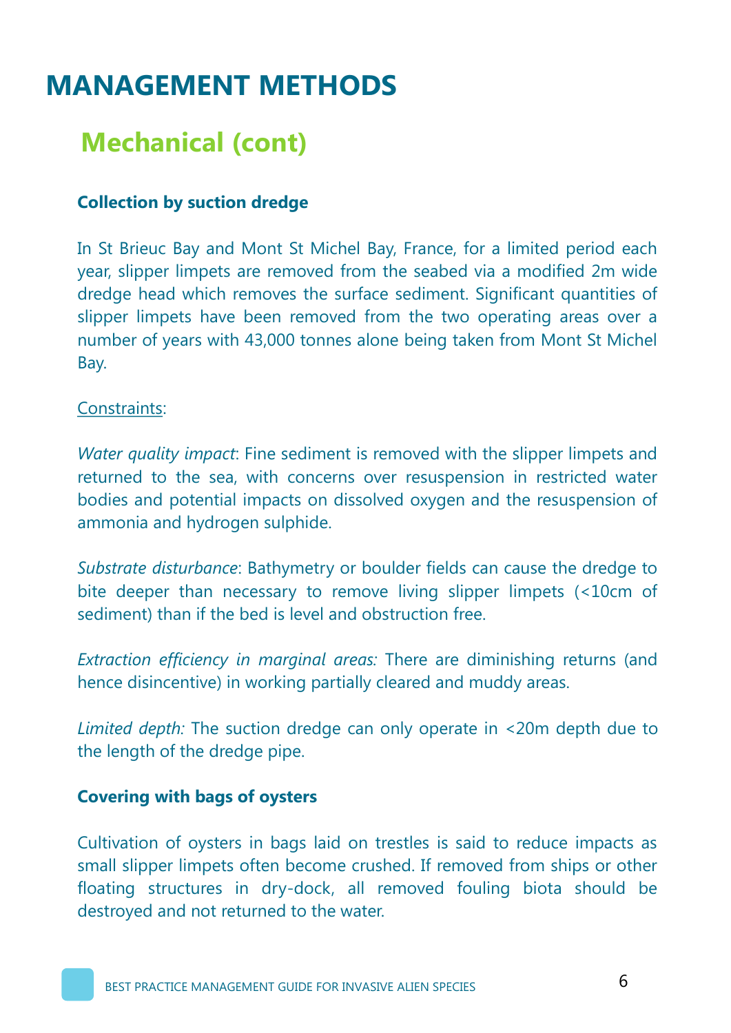# MANAGEMENT METHODS

## Mechanical (cont)

### Collection by suction dredge

In St Brieuc Bay and Mont St Michel Bay, France, for a limited period each year, slipper limpets are removed from the seabed via a modified 2m wide dredge head which removes the surface sediment. Significant quantities of slipper limpets have been removed from the two operating areas over a number of years with 43,000 tonnes alone being taken from Mont St Michel Bay.

<u>Constraints</u>:

*Water quality impact*: Fine sediment is removed with the slipper limpets and returned to the sea, with concerns over resuspension in restricted water bodies and potential impacts on dissolved oxygen and the resuspension of ammonia and hydrogen sulphide.

*Substrate disturbance*: Bathymetry or boulder fields can cause the dredge to bite deeper than necessary to remove living slipper limpets (<10cm of sediment) than if the bed is level and obstruction free.

*Extraction efficiency in marginal areas:* There are diminishing returns (and hence disincentive) in working partially cleared and muddy areas.

*Limited depth:* The suction dredge can only operate in <20m depth due to the length of the dredge pipe.

### Covering with bags of oysters

Cultivation of oysters in bags laid on trestles is said to reduce impacts as small slipper limpets often become crushed. If removed from ships or other floating structures in dry-dock, all removed fouling biota should be destroyed and not returned to the water.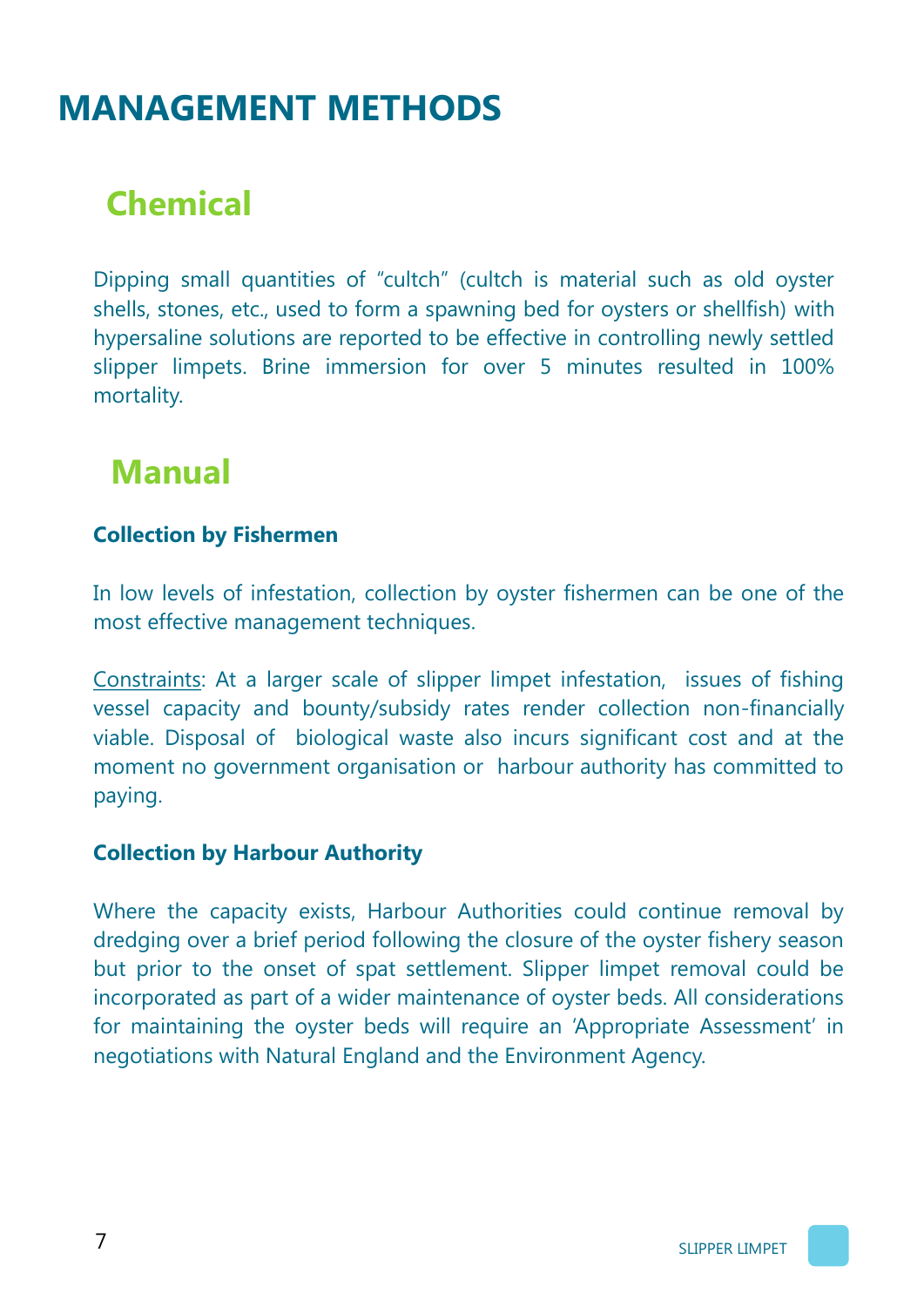# MANAGEMENT METHODS

## Chemical

Dipping small quantities of “cultch” (cultch is material such as old oyster shells, stones, etc., used to form a spawning bed for oysters or shellfish) with hypersaline solutions are reported to be effective in controlling newly settled slipper limpets. Brine immersion for over 5 minutes resulted in 100% mortality.

## Manual

**Collection by Fishermen**

In low levels of infestation, collection by oyster fishermen can be one of the most effective management techniques.

Constraints: At a larger scale of slipper limpet infestation, issues of fishing vessel capacity and bounty/subsidy rates render collection non-financially viable. Disposal of biological waste also incurs significant cost and at the moment no government organisation or harbour authority has committed to paying.

**Collection by Harbour Authority**

Where the capacity exists, Harbour Authorities could continue removal by dredging over a brief period following the closure of the oyster fishery season but prior to the onset of spat settlement. Slipper limpet removal could be incorporated as part of a wider maintenance of oyster beds. All considerations for maintaining the oyster beds will require an ‘Appropriate Assessment’ in negotiations with Natural England and the Environment Agency.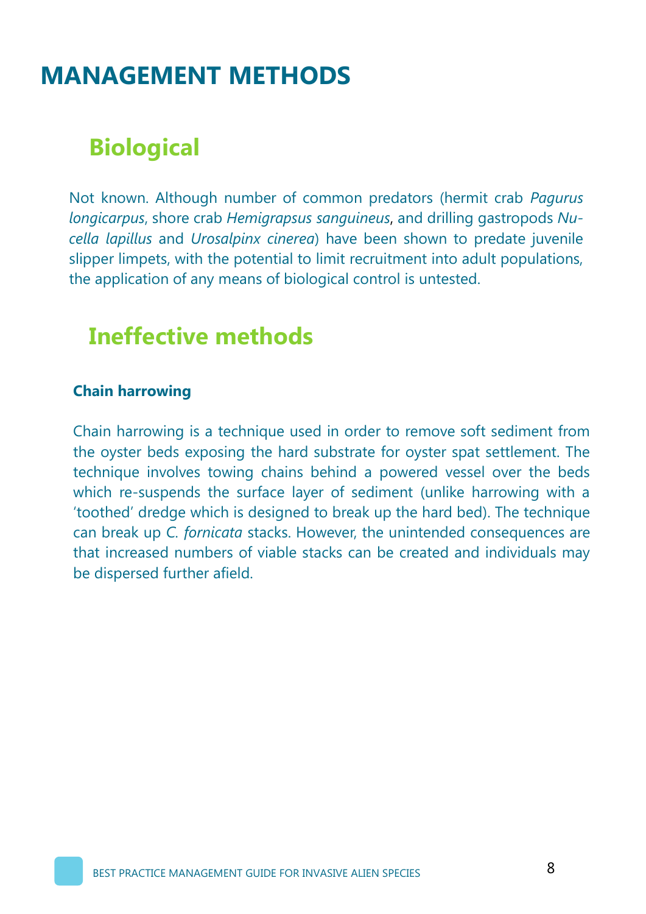# MANAGEMENT METHODS

## Biological

Not known. Although number of common predators (hermit crab *Pagurus longicarpus*, shore crab *Hemigrapsus sanguineus*, and drilling gastropods *Nucella lapillus* and *Urosalpinx cinerea*) have been shown to predate juvenile slipper limpets, with the potential to limit recruitment into adult populations, the application of any means of biological control is untested.

## Ineffective methods

### Chain harrowing

Chain harrowing is a technique used in order to remove soft sediment from the oyster beds exposing the hard substrate for oyster spat settlement. The technique involves towing chains behind a powered vessel over the beds which re-suspends the surface layer of sediment (unlike harrowing with a 'toothed' dredge which is designed to break up the hard bed). The technique can break up *C. fornicata* stacks. However, the unintended consequences are that increased numbers of viable stacks can be created and individuals may be dispersed further afield.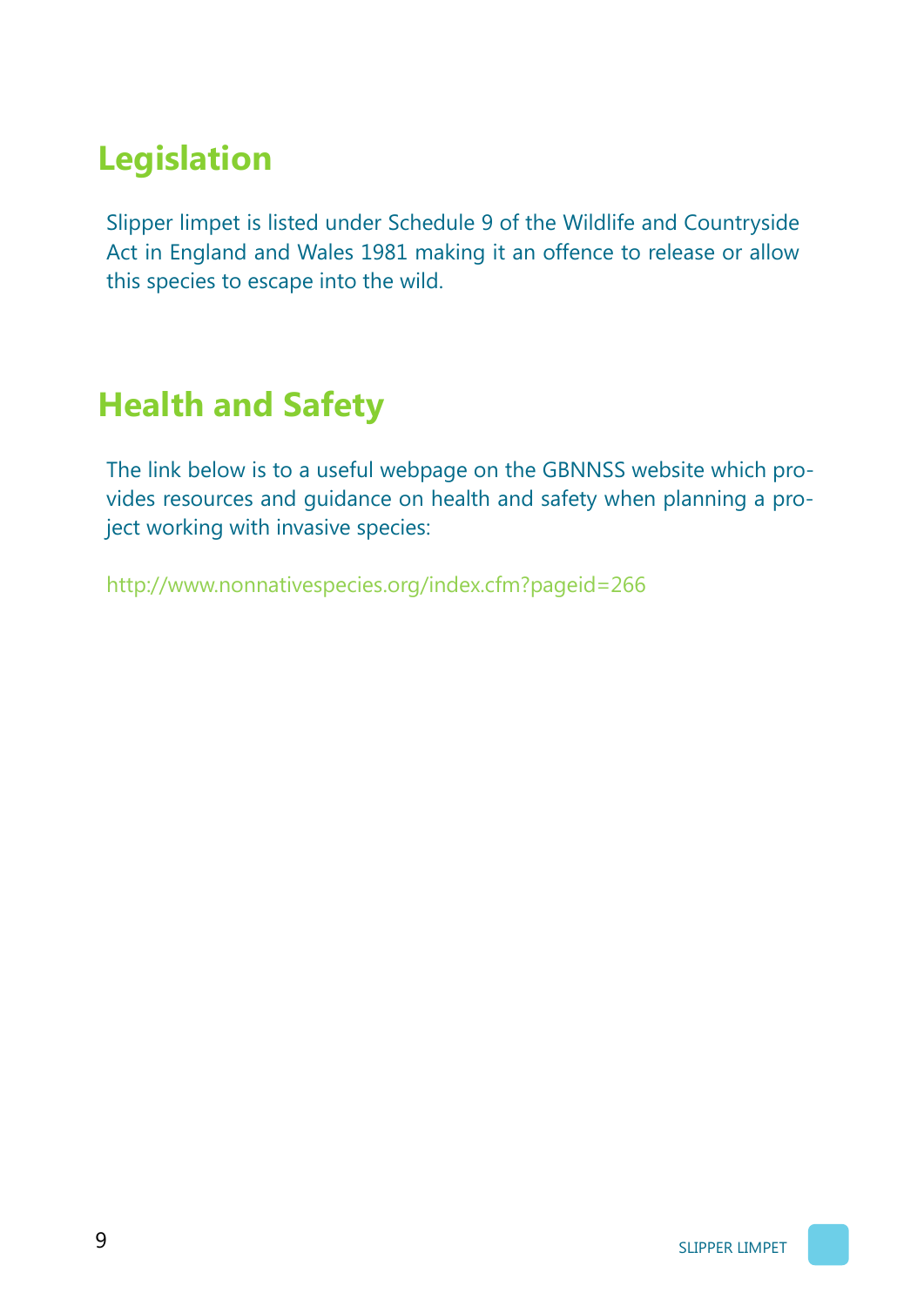## Legislation

Slipper limpet is listed under Schedule 9 of the Wildlife and Countryside Act in England and Wales 1981 making it an offence to release or allow this species to escape into the wild.

## Health and Safety

The link below is to a useful webpage on the GBNNSS website which provides resources and guidance on health and safety when planning a project working with invasive species:

http://www.nonnativespecies.org/index.cfm?pageid=266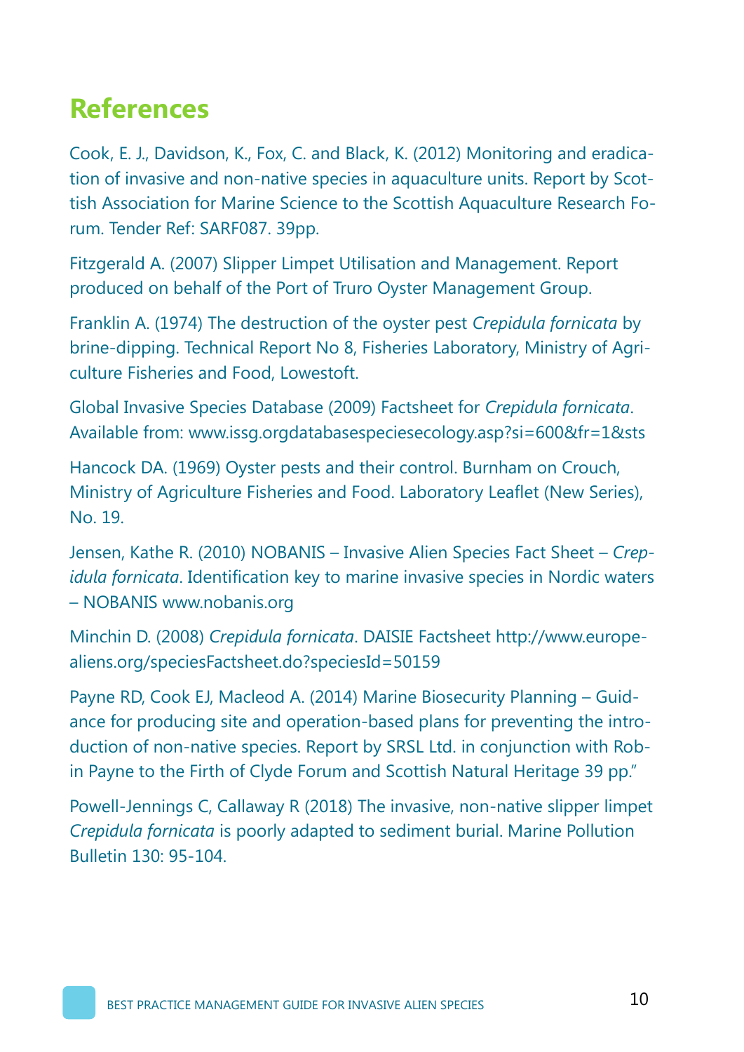## References

Cook, E. J., Davidson, K., Fox, C. and Black, K. (2012) Monitoring and eradication of invasive and non-native species in aquaculture units. Report by Scottish Association for Marine Science to the Scottish Aquaculture Research Forum. Tender Ref: SARF087. 39pp.

Fitzgerald A. (2007) Slipper Limpet Utilisation and Management. Report produced on behalf of the Port of Truro Oyster Management Group.

Franklin A. (1974) The destruction of the oyster pest *Crepidula fornicata* by brine-dipping. Technical Report No 8, Fisheries Laboratory, Ministry of Agriculture Fisheries and Food, Lowestoft.

Global Invasive Species Database (2009) Factsheet for *Crepidula fornicata*. Available from: www.issg.orgdatabasespeciesecology.asp?si=600&fr=1&sts

Hancock DA. (1969) Oyster pests and their control. Burnham on Crouch, Ministry of Agriculture Fisheries and Food. Laboratory Leaflet (New Series), No. 19.

Jensen, Kathe R. (2010) NOBANIS – Invasive Alien Species Fact Sheet – *Crepidula fornicata*. Identification key to marine invasive species in Nordic waters – NOBANIS www.nobanis.org

Minchin D. (2008) *Crepidula fornicata*. DAISIE Factsheet http://www.europe-aliens.org/speciesFactsheet.do?speciesId=50159

Payne RD, Cook EJ, Macleod A. (2014) Marine Biosecurity Planning – Guidance for producing site and operation-based plans for preventing the introduction of non-native species. Report by SRSL Ltd. in conjunction with Robin Payne to the Firth of Clyde Forum and Scottish Natural Heritage 39 pp."

Powell-Jennings C, Callaway R (2018) The invasive, non-native slipper limpet *Crepidula fornicata* is poorly adapted to sediment burial. Marine Pollution Bulletin 130: 95-104.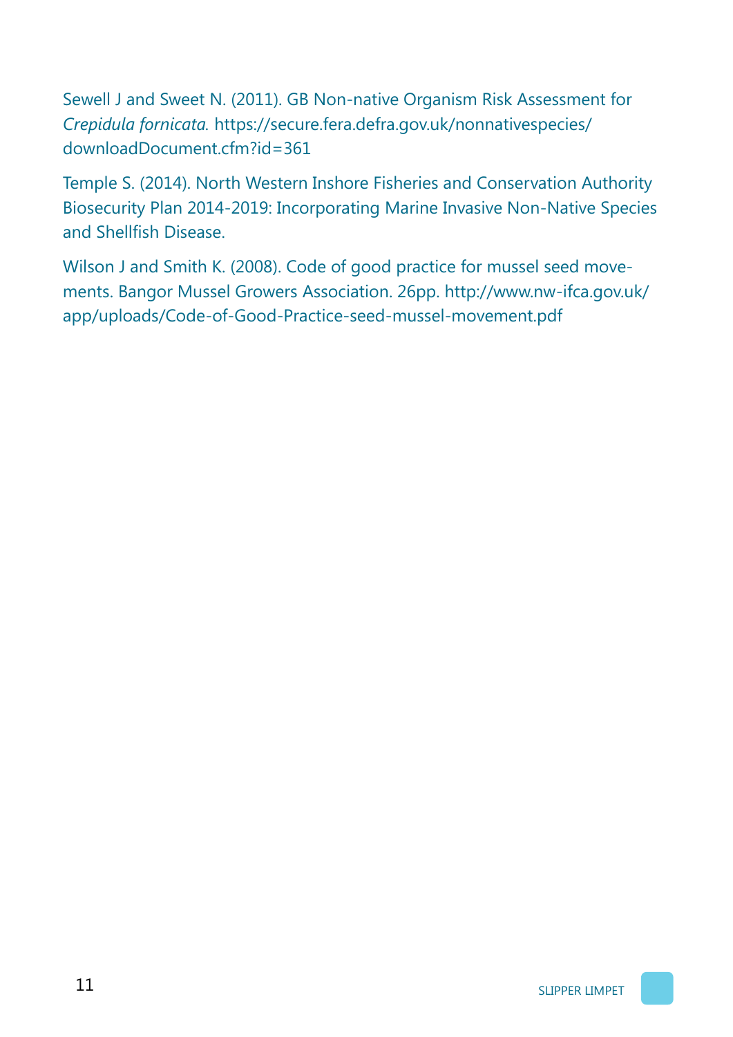Sewell J and Sweet N. (2011). GB Non-native Organism Risk Assessment for *Crepidula fornicata*. https://secure.fera.defra.gov.uk/nonnativespecies/downloadDocument.cfm?id=361

Temple S. (2014). North Western Inshore Fisheries and Conservation Authority Biosecurity Plan 2014-2019: Incorporating Marine Invasive Non-Native Species and Shellfish Disease.

Wilson J and Smith K. (2008). Code of good practice for mussel seed movements. Bangor Mussel Growers Association. 26pp. http://www.nw-ifca.gov.uk/app/uploads/Code-of-Good-Practice-seed-mussel-movement.pdf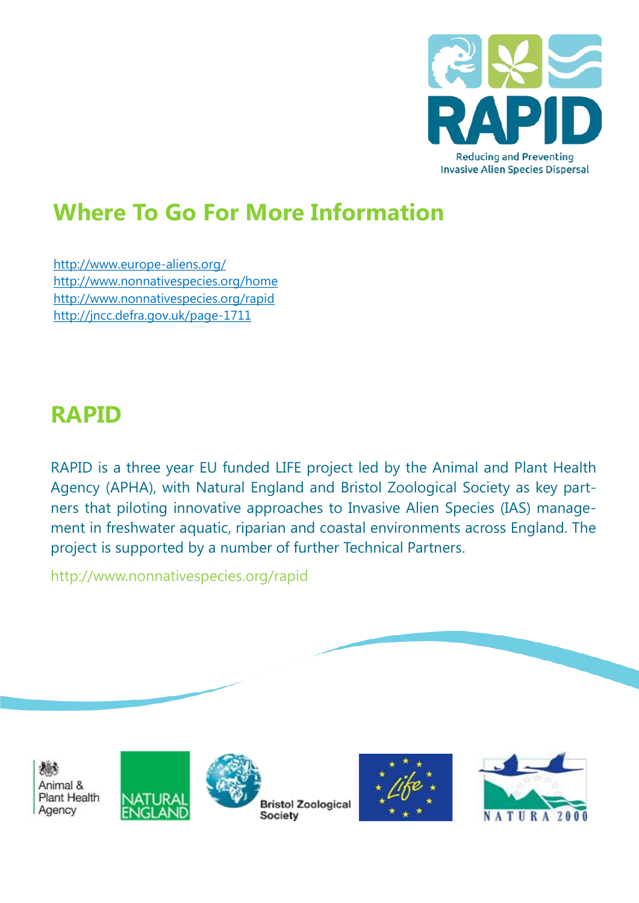RAPID

Reducing and Preventing Invasive Alien Species Dispersal

## Where To Go For More Information

http://www.europe-aliens.org/
http://www.nonnativespecies.org/home
http://www.nonnativespecies.org/rapid
http://jncc.defra.gov.uk/page-1711

## RAPID

RAPID is a three year EU funded LIFE project led by the Animal and Plant Health Agency (APHA), with Natural England and Bristol Zoological Society as key partners that piloting innovative approaches to Invasive Alien Species (IAS) management in freshwater aquatic, riparian and coastal environments across England. The project is supported by a number of further Technical Partners.

http://www.nonnativespecies.org/rapid

Animal & Plant Health Agency

NATURAL ENGLAND

Bristol Zoological Society

Life

NATURA 2000